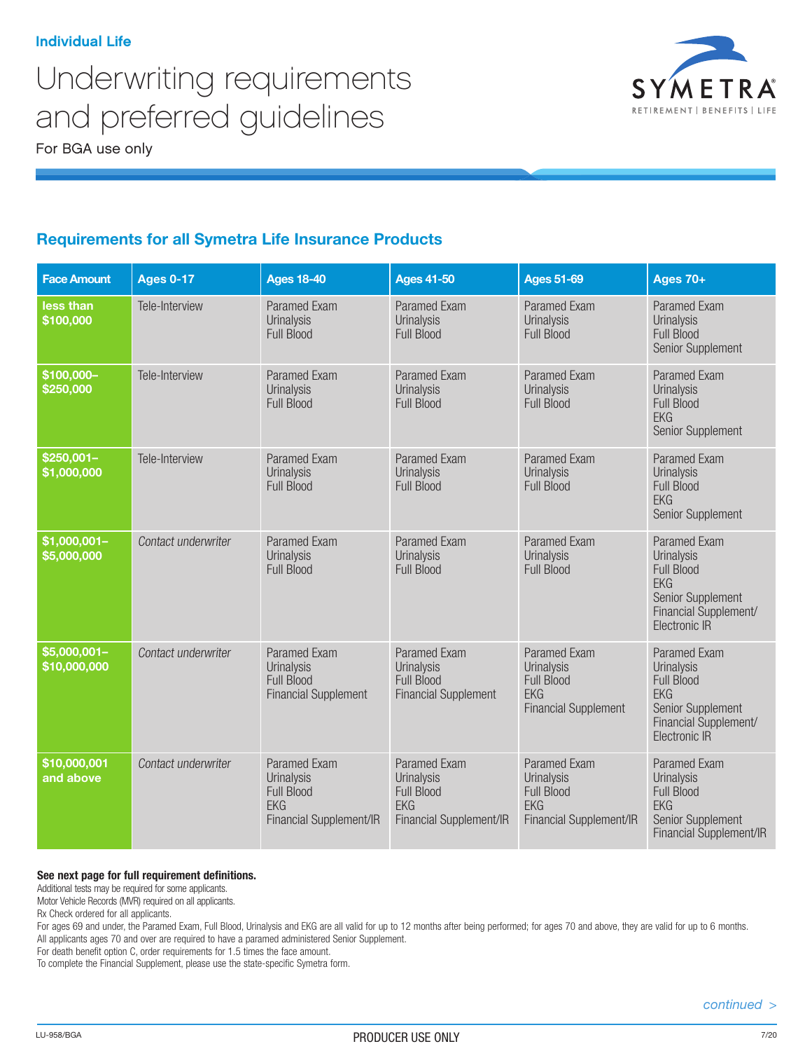Individual Life

# Underwriting requirements and preferred guidelines

For BGA use only

## Requirements for all Symetra Life Insurance Products

| Face Amount | Ages 0-17 | Ages 18-40 | Ages 41-50 | Ages 51-69 | Ages 70+ |
|---|---|---|---|---|---|
| **less than $100,000** | Tele-Interview | Paramed Exam<br>Urinalysis<br>Full Blood | Paramed Exam<br>Urinalysis<br>Full Blood | Paramed Exam<br>Urinalysis<br>Full Blood | Paramed Exam<br>Urinalysis<br>Full Blood<br>Senior Supplement |
| **$100,000–$250,000** | Tele-Interview | Paramed Exam<br>Urinalysis<br>Full Blood | Paramed Exam<br>Urinalysis<br>Full Blood | Paramed Exam<br>Urinalysis<br>Full Blood | Paramed Exam<br>Urinalysis<br>Full Blood<br>EKG<br>Senior Supplement |
| **$250,001–$1,000,000** | Tele-Interview | Paramed Exam<br>Urinalysis<br>Full Blood | Paramed Exam<br>Urinalysis<br>Full Blood | Paramed Exam<br>Urinalysis<br>Full Blood | Paramed Exam<br>Urinalysis<br>Full Blood<br>EKG<br>Senior Supplement |
| **$1,000,001–$5,000,000** | *Contact underwriter* | Paramed Exam<br>Urinalysis<br>Full Blood | Paramed Exam<br>Urinalysis<br>Full Blood | Paramed Exam<br>Urinalysis<br>Full Blood | Paramed Exam<br>Urinalysis<br>Full Blood<br>EKG<br>Senior Supplement<br>Financial Supplement/<br>Electronic IR |
| **$5,000,001–$10,000,000** | *Contact underwriter* | Paramed Exam<br>Urinalysis<br>Full Blood<br>Financial Supplement | Paramed Exam<br>Urinalysis<br>Full Blood<br>Financial Supplement | Paramed Exam<br>Urinalysis<br>Full Blood<br>EKG<br>Financial Supplement | Paramed Exam<br>Urinalysis<br>Full Blood<br>EKG<br>Senior Supplement<br>Financial Supplement/<br>Electronic IR |
| **$10,000,001 and above** | *Contact underwriter* | Paramed Exam<br>Urinalysis<br>Full Blood<br>EKG<br>Financial Supplement/IR | Paramed Exam<br>Urinalysis<br>Full Blood<br>EKG<br>Financial Supplement/IR | Paramed Exam<br>Urinalysis<br>Full Blood<br>EKG<br>Financial Supplement/IR | Paramed Exam<br>Urinalysis<br>Full Blood<br>EKG<br>Senior Supplement<br>Financial Supplement/IR |

**See next page for full requirement definitions.**

Additional tests may be required for some applicants.
Motor Vehicle Records (MVR) required on all applicants.
Rx Check ordered for all applicants.
For ages 69 and under, the Paramed Exam, Full Blood, Urinalysis and EKG are all valid for up to 12 months after being performed; for ages 70 and above, they are valid for up to 6 months.
All applicants ages 70 and over are required to have a paramed administered Senior Supplement.
For death benefit option C, order requirements for 1.5 times the face amount.
To complete the Financial Supplement, please use the state-specific Symetra form.

*continued >*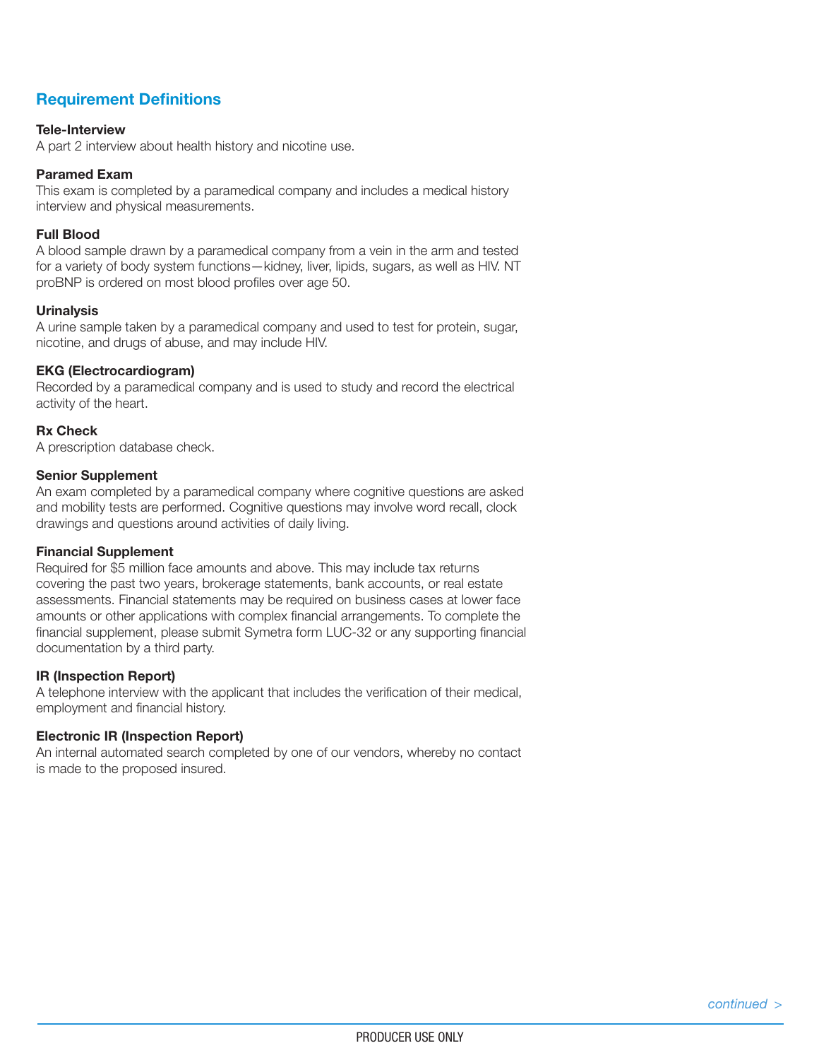## Requirement Definitions

**Tele-Interview**
A part 2 interview about health history and nicotine use.

**Paramed Exam**
This exam is completed by a paramedical company and includes a medical history interview and physical measurements.

**Full Blood**
A blood sample drawn by a paramedical company from a vein in the arm and tested for a variety of body system functions—kidney, liver, lipids, sugars, as well as HIV. NT proBNP is ordered on most blood profiles over age 50.

**Urinalysis**
A urine sample taken by a paramedical company and used to test for protein, sugar, nicotine, and drugs of abuse, and may include HIV.

**EKG (Electrocardiogram)**
Recorded by a paramedical company and is used to study and record the electrical activity of the heart.

**Rx Check**
A prescription database check.

**Senior Supplement**
An exam completed by a paramedical company where cognitive questions are asked and mobility tests are performed. Cognitive questions may involve word recall, clock drawings and questions around activities of daily living.

**Financial Supplement**
Required for $5 million face amounts and above. This may include tax returns covering the past two years, brokerage statements, bank accounts, or real estate assessments. Financial statements may be required on business cases at lower face amounts or other applications with complex financial arrangements. To complete the financial supplement, please submit Symetra form LUC-32 or any supporting financial documentation by a third party.

**IR (Inspection Report)**
A telephone interview with the applicant that includes the verification of their medical, employment and financial history.

**Electronic IR (Inspection Report)**
An internal automated search completed by one of our vendors, whereby no contact is made to the proposed insured.

*continued >*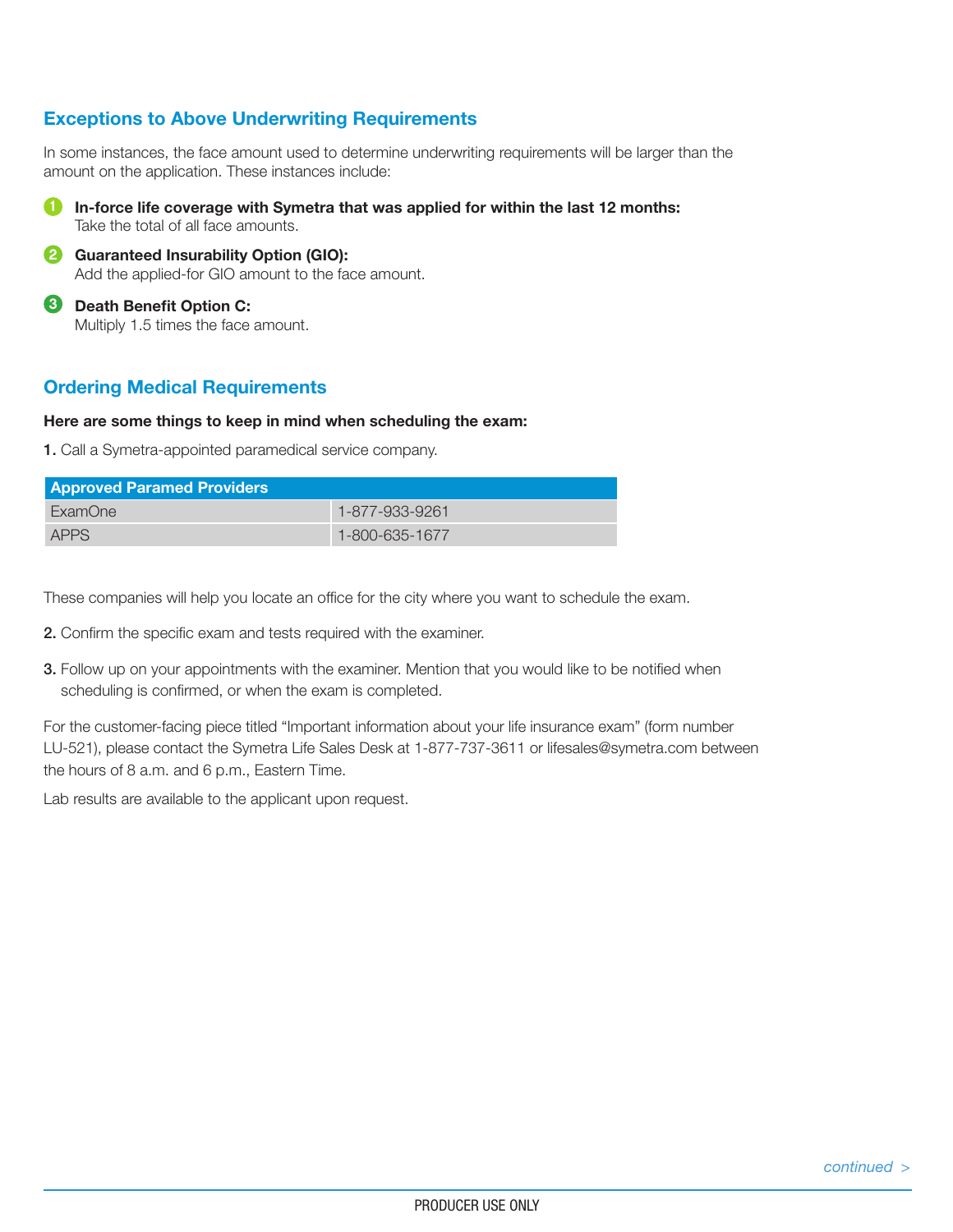## Exceptions to Above Underwriting Requirements

In some instances, the face amount used to determine underwriting requirements will be larger than the amount on the application. These instances include:

1. **In-force life coverage with Symetra that was applied for within the last 12 months:**
   Take the total of all face amounts.
2. **Guaranteed Insurability Option (GIO):**
   Add the applied-for GIO amount to the face amount.
3. **Death Benefit Option C:**
   Multiply 1.5 times the face amount.

## Ordering Medical Requirements

**Here are some things to keep in mind when scheduling the exam:**

**1.** Call a Symetra-appointed paramedical service company.

| Approved Paramed Providers | |
|---|---|
| ExamOne | 1-877-933-9261 |
| APPS | 1-800-635-1677 |

These companies will help you locate an office for the city where you want to schedule the exam.

**2.** Confirm the specific exam and tests required with the examiner.

**3.** Follow up on your appointments with the examiner. Mention that you would like to be notified when scheduling is confirmed, or when the exam is completed.

For the customer-facing piece titled "Important information about your life insurance exam" (form number LU-521), please contact the Symetra Life Sales Desk at 1-877-737-3611 or lifesales@symetra.com between the hours of 8 a.m. and 6 p.m., Eastern Time.

Lab results are available to the applicant upon request.

*continued >*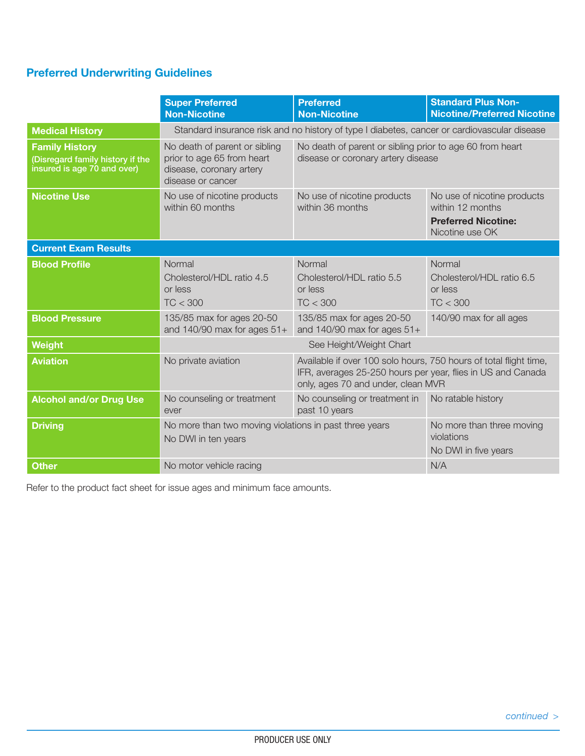## Preferred Underwriting Guidelines

| | Super Preferred Non-Nicotine | Preferred Non-Nicotine | Standard Plus Non-Nicotine/Preferred Nicotine |
|---|---|---|---|
| **Medical History** | Standard insurance risk and no history of type I diabetes, cancer or cardiovascular disease | | |
| **Family History** (Disregard family history if the insured is age 70 and over) | No death of parent or sibling prior to age 65 from heart disease, coronary artery disease or cancer | No death of parent or sibling prior to age 60 from heart disease or coronary artery disease | |
| **Nicotine Use** | No use of nicotine products within 60 months | No use of nicotine products within 36 months | No use of nicotine products within 12 months<br>**Preferred Nicotine:** Nicotine use OK |
| **Current Exam Results** | | | |
| **Blood Profile** | Normal<br>Cholesterol/HDL ratio 4.5 or less<br>TC < 300 | Normal<br>Cholesterol/HDL ratio 5.5 or less<br>TC < 300 | Normal<br>Cholesterol/HDL ratio 6.5 or less<br>TC < 300 |
| **Blood Pressure** | 135/85 max for ages 20-50 and 140/90 max for ages 51+ | 135/85 max for ages 20-50 and 140/90 max for ages 51+ | 140/90 max for all ages |
| **Weight** | See Height/Weight Chart | | |
| **Aviation** | No private aviation | Available if over 100 solo hours, 750 hours of total flight time, IFR, averages 25-250 hours per year, flies in US and Canada only, ages 70 and under, clean MVR | |
| **Alcohol and/or Drug Use** | No counseling or treatment ever | No counseling or treatment in past 10 years | No ratable history |
| **Driving** | No more than two moving violations in past three years<br>No DWI in ten years | | No more than three moving violations<br>No DWI in five years |
| **Other** | No motor vehicle racing | | N/A |

Refer to the product fact sheet for issue ages and minimum face amounts.

*continued >*

PRODUCER USE ONLY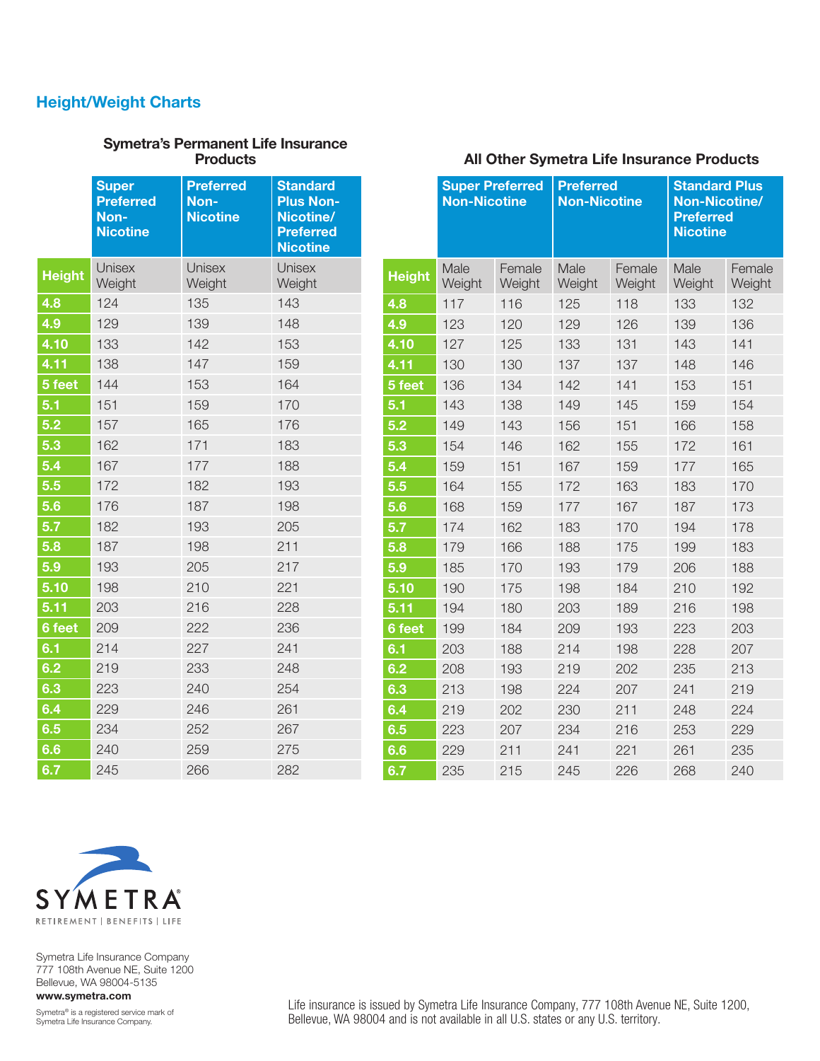## Height/Weight Charts

### Symetra's Permanent Life Insurance Products

| Height | Super Preferred Non-Nicotine | Preferred Non-Nicotine | Standard Plus Non-Nicotine/ Preferred Nicotine |
|---|---|---|---|
| | Unisex Weight | Unisex Weight | Unisex Weight |
| 4.8 | 124 | 135 | 143 |
| 4.9 | 129 | 139 | 148 |
| 4.10 | 133 | 142 | 153 |
| 4.11 | 138 | 147 | 159 |
| 5 feet | 144 | 153 | 164 |
| 5.1 | 151 | 159 | 170 |
| 5.2 | 157 | 165 | 176 |
| 5.3 | 162 | 171 | 183 |
| 5.4 | 167 | 177 | 188 |
| 5.5 | 172 | 182 | 193 |
| 5.6 | 176 | 187 | 198 |
| 5.7 | 182 | 193 | 205 |
| 5.8 | 187 | 198 | 211 |
| 5.9 | 193 | 205 | 217 |
| 5.10 | 198 | 210 | 221 |
| 5.11 | 203 | 216 | 228 |
| 6 feet | 209 | 222 | 236 |
| 6.1 | 214 | 227 | 241 |
| 6.2 | 219 | 233 | 248 |
| 6.3 | 223 | 240 | 254 |
| 6.4 | 229 | 246 | 261 |
| 6.5 | 234 | 252 | 267 |
| 6.6 | 240 | 259 | 275 |
| 6.7 | 245 | 266 | 282 |

### All Other Symetra Life Insurance Products

| Height | Super Preferred Non-Nicotine | | Preferred Non-Nicotine | | Standard Plus Non-Nicotine/ Preferred Nicotine | |
|---|---|---|---|---|---|---|
| | Male Weight | Female Weight | Male Weight | Female Weight | Male Weight | Female Weight |
| 4.8 | 117 | 116 | 125 | 118 | 133 | 132 |
| 4.9 | 123 | 120 | 129 | 126 | 139 | 136 |
| 4.10 | 127 | 125 | 133 | 131 | 143 | 141 |
| 4.11 | 130 | 130 | 137 | 137 | 148 | 146 |
| 5 feet | 136 | 134 | 142 | 141 | 153 | 151 |
| 5.1 | 143 | 138 | 149 | 145 | 159 | 154 |
| 5.2 | 149 | 143 | 156 | 151 | 166 | 158 |
| 5.3 | 154 | 146 | 162 | 155 | 172 | 161 |
| 5.4 | 159 | 151 | 167 | 159 | 177 | 165 |
| 5.5 | 164 | 155 | 172 | 163 | 183 | 170 |
| 5.6 | 168 | 159 | 177 | 167 | 187 | 173 |
| 5.7 | 174 | 162 | 183 | 170 | 194 | 178 |
| 5.8 | 179 | 166 | 188 | 175 | 199 | 183 |
| 5.9 | 185 | 170 | 193 | 179 | 206 | 188 |
| 5.10 | 190 | 175 | 198 | 184 | 210 | 192 |
| 5.11 | 194 | 180 | 203 | 189 | 216 | 198 |
| 6 feet | 199 | 184 | 209 | 193 | 223 | 203 |
| 6.1 | 203 | 188 | 214 | 198 | 228 | 207 |
| 6.2 | 208 | 193 | 219 | 202 | 235 | 213 |
| 6.3 | 213 | 198 | 224 | 207 | 241 | 219 |
| 6.4 | 219 | 202 | 230 | 211 | 248 | 224 |
| 6.5 | 223 | 207 | 234 | 216 | 253 | 229 |
| 6.6 | 229 | 211 | 241 | 221 | 261 | 235 |
| 6.7 | 235 | 215 | 245 | 226 | 268 | 240 |

SYMETRA®
RETIREMENT | BENEFITS | LIFE

Symetra Life Insurance Company
777 108th Avenue NE, Suite 1200
Bellevue, WA 98004-5135
**www.symetra.com**

Symetra® is a registered service mark of Symetra Life Insurance Company.

Life insurance is issued by Symetra Life Insurance Company, 777 108th Avenue NE, Suite 1200, Bellevue, WA 98004 and is not available in all U.S. states or any U.S. territory.